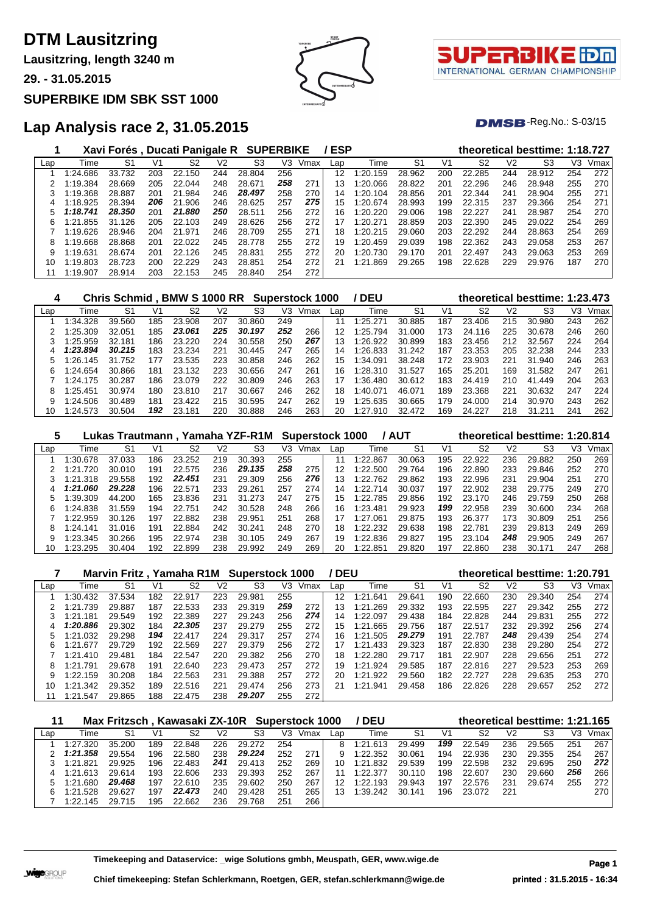# DTM Lausitzring

**Lausitzring, length 3240 m**

**29. - 31.05.2015**

**SUPERBIKE IDM SBK SST 1000**

## Lap Analysis race 2, 31.05.2015

DMSB-Reg.No.: S-03/15

### 1 Xavi Forés , Ducati Panigale R SUPERBIKE / ESP — theoretical besttime: 1:18.727

| Lap | Time | S1 | V1 | S2 | V2 | S3 | V3 | Vmax | Lap | Time | S1 | V1 | S2 | V2 | S3 | V3 | Vmax |
|---|---|---|---|---|---|---|---|---|---|---|---|---|---|---|---|---|---|
| 1 | 1:24.686 | 33.732 | 203 | 22.150 | 244 | 28.804 | 256 | | 12 | 1:20.159 | 28.962 | 200 | 22.285 | 244 | 28.912 | 254 | 272 |
| 2 | 1:19.384 | 28.669 | 205 | 22.044 | 248 | 28.671 | **258** | 271 | 13 | 1:20.066 | 28.822 | 201 | 22.296 | 246 | 28.948 | 255 | 270 |
| 3 | 1:19.368 | 28.887 | 201 | 21.984 | 246 | **28.497** | 258 | 270 | 14 | 1:20.104 | 28.856 | 201 | 22.344 | 241 | 28.904 | 255 | 271 |
| 4 | 1:18.925 | 28.394 | **206** | 21.906 | 246 | 28.625 | 257 | **275** | 15 | 1:20.674 | 28.993 | 199 | 22.315 | 237 | 29.366 | 254 | 271 |
| 5 | **1:18.741** | **28.350** | 201 | **21.880** | **250** | 28.511 | 256 | 272 | 16 | 1:20.220 | 29.006 | 198 | 22.227 | 241 | 28.987 | 254 | 270 |
| 6 | 1:21.855 | 31.126 | 205 | 22.103 | 249 | 28.626 | 256 | 272 | 17 | 1:20.271 | 28.859 | 203 | 22.390 | 245 | 29.022 | 254 | 269 |
| 7 | 1:19.626 | 28.946 | 204 | 21.971 | 246 | 28.709 | 255 | 271 | 18 | 1:20.215 | 29.060 | 203 | 22.292 | 244 | 28.863 | 254 | 269 |
| 8 | 1:19.668 | 28.868 | 201 | 22.022 | 245 | 28.778 | 255 | 272 | 19 | 1:20.459 | 29.039 | 198 | 22.362 | 243 | 29.058 | 253 | 267 |
| 9 | 1:19.631 | 28.674 | 201 | 22.126 | 245 | 28.831 | 255 | 272 | 20 | 1:20.730 | 29.170 | 201 | 22.497 | 243 | 29.063 | 253 | 269 |
| 10 | 1:19.803 | 28.723 | 200 | 22.229 | 243 | 28.851 | 254 | 272 | 21 | 1:21.869 | 29.265 | 198 | 22.628 | 229 | 29.976 | 187 | 270 |
| 11 | 1:19.907 | 28.914 | 203 | 22.153 | 245 | 28.840 | 254 | 272 | | | | | | | | | |

### 4 Chris Schmid , BMW S 1000 RR Superstock 1000 / DEU — theoretical besttime: 1:23.473

| Lap | Time | S1 | V1 | S2 | V2 | S3 | V3 | Vmax | Lap | Time | S1 | V1 | S2 | V2 | S3 | V3 | Vmax |
|---|---|---|---|---|---|---|---|---|---|---|---|---|---|---|---|---|---|
| 1 | 1:34.328 | 39.560 | 185 | 23.908 | 207 | 30.860 | 249 | | 11 | 1:25.271 | 30.885 | 187 | 23.406 | 215 | 30.980 | 243 | 262 |
| 2 | 1:25.309 | 32.051 | 185 | **23.061** | **225** | **30.197** | **252** | 266 | 12 | 1:25.794 | 31.000 | 173 | 24.116 | 225 | 30.678 | 246 | 260 |
| 3 | 1:25.959 | 32.181 | 186 | 23.220 | 224 | 30.558 | 250 | **267** | 13 | 1:26.922 | 30.899 | 183 | 23.456 | 212 | 32.567 | 224 | 264 |
| 4 | **1:23.894** | **30.215** | 183 | 23.234 | 221 | 30.445 | 247 | 265 | 14 | 1:26.833 | 31.242 | 187 | 23.353 | 205 | 32.238 | 244 | 233 |
| 5 | 1:26.145 | 31.752 | 177 | 23.535 | 223 | 30.858 | 246 | 262 | 15 | 1:34.091 | 38.248 | 172 | 23.903 | 221 | 31.940 | 246 | 263 |
| 6 | 1:24.654 | 30.866 | 181 | 23.132 | 223 | 30.656 | 247 | 261 | 16 | 1:28.310 | 31.527 | 165 | 25.201 | 169 | 31.582 | 247 | 261 |
| 7 | 1:24.175 | 30.287 | 186 | 23.079 | 222 | 30.809 | 246 | 263 | 17 | 1:36.480 | 30.612 | 183 | 24.419 | 210 | 41.449 | 204 | 263 |
| 8 | 1:25.451 | 30.974 | 180 | 23.810 | 217 | 30.667 | 246 | 262 | 18 | 1:40.071 | 46.071 | 189 | 23.368 | 221 | 30.632 | 247 | 224 |
| 9 | 1:24.506 | 30.489 | 181 | 23.422 | 215 | 30.595 | 247 | 262 | 19 | 1:25.635 | 30.665 | 179 | 24.000 | 214 | 30.970 | 243 | 262 |
| 10 | 1:24.573 | 30.504 | **192** | 23.181 | 220 | 30.888 | 246 | 263 | 20 | 1:27.910 | 32.472 | 169 | 24.227 | 218 | 31.211 | 241 | 262 |

### 5 Lukas Trautmann , Yamaha YZF-R1M Superstock 1000 / AUT — theoretical besttime: 1:20.814

| Lap | Time | S1 | V1 | S2 | V2 | S3 | V3 | Vmax | Lap | Time | S1 | V1 | S2 | V2 | S3 | V3 | Vmax |
|---|---|---|---|---|---|---|---|---|---|---|---|---|---|---|---|---|---|
| 1 | 1:30.678 | 37.033 | 186 | 23.252 | 219 | 30.393 | 255 | | 11 | 1:22.867 | 30.063 | 195 | 22.922 | 236 | 29.882 | 250 | 269 |
| 2 | 1:21.720 | 30.010 | 191 | 22.575 | 236 | **29.135** | **258** | 275 | 12 | 1:22.500 | 29.764 | 196 | 22.890 | 233 | 29.846 | 252 | 270 |
| 3 | 1:21.318 | 29.558 | 192 | **22.451** | 231 | 29.309 | 256 | **276** | 13 | 1:22.762 | 29.862 | 193 | 22.996 | 231 | 29.904 | 251 | 270 |
| 4 | **1:21.060** | **29.228** | 196 | 22.571 | 233 | 29.261 | 257 | 274 | 14 | 1:22.714 | 30.037 | 197 | 22.902 | 238 | 29.775 | 249 | 270 |
| 5 | 1:39.309 | 44.200 | 165 | 23.836 | 231 | 31.273 | 247 | 275 | 15 | 1:22.785 | 29.856 | 192 | 23.170 | 246 | 29.759 | 250 | 268 |
| 6 | 1:24.838 | 31.559 | 194 | 22.751 | 242 | 30.528 | 248 | 266 | 16 | 1:23.481 | 29.923 | **199** | 22.958 | 239 | 30.600 | 234 | 268 |
| 7 | 1:22.959 | 30.126 | 197 | 22.882 | 238 | 29.951 | 251 | 268 | 17 | 1:27.061 | 29.875 | 193 | 26.377 | 173 | 30.809 | 251 | 256 |
| 8 | 1:24.141 | 31.016 | 191 | 22.884 | 242 | 30.241 | 248 | 270 | 18 | 1:22.232 | 29.638 | 198 | 22.781 | 239 | 29.813 | 249 | 269 |
| 9 | 1:23.345 | 30.266 | 195 | 22.974 | 238 | 30.105 | 249 | 267 | 19 | 1:22.836 | 29.827 | 195 | 23.104 | **248** | 29.905 | 249 | 267 |
| 10 | 1:23.295 | 30.404 | 192 | 22.899 | 238 | 29.992 | 249 | 269 | 20 | 1:22.851 | 29.820 | 197 | 22.860 | 238 | 30.171 | 247 | 268 |

### 7 Marvin Fritz , Yamaha R1M Superstock 1000 / DEU — theoretical besttime: 1:20.791

| Lap | Time | S1 | V1 | S2 | V2 | S3 | V3 | Vmax | Lap | Time | S1 | V1 | S2 | V2 | S3 | V3 | Vmax |
|---|---|---|---|---|---|---|---|---|---|---|---|---|---|---|---|---|---|
| 1 | 1:30.432 | 37.534 | 182 | 22.917 | 223 | 29.981 | 255 | | 12 | 1:21.641 | 29.641 | 190 | 22.660 | 230 | 29.340 | 254 | 274 |
| 2 | 1:21.739 | 29.887 | 187 | 22.533 | 233 | 29.319 | **259** | 272 | 13 | 1:21.269 | 29.332 | 193 | 22.595 | 227 | 29.342 | 255 | 272 |
| 3 | 1:21.181 | 29.549 | 192 | 22.389 | 227 | 29.243 | 256 | **274** | 14 | 1:22.097 | 29.438 | 184 | 22.828 | 244 | 29.831 | 255 | 272 |
| 4 | **1:20.886** | 29.302 | 184 | **22.305** | 237 | 29.279 | 255 | 272 | 15 | 1:21.665 | 29.756 | 187 | 22.517 | 232 | 29.392 | 256 | 274 |
| 5 | 1:21.032 | 29.298 | **194** | 22.417 | 224 | 29.317 | 257 | 274 | 16 | 1:21.505 | **29.279** | 191 | 22.787 | **248** | 29.439 | 254 | 274 |
| 6 | 1:21.677 | 29.729 | 192 | 22.569 | 227 | 29.379 | 256 | 272 | 17 | 1:21.433 | 29.323 | 187 | 22.830 | 238 | 29.280 | 254 | 272 |
| 7 | 1:21.410 | 29.481 | 184 | 22.547 | 220 | 29.382 | 256 | 270 | 18 | 1:22.280 | 29.717 | 181 | 22.907 | 228 | 29.656 | 251 | 272 |
| 8 | 1:21.791 | 29.678 | 191 | 22.640 | 223 | 29.473 | 257 | 272 | 19 | 1:21.924 | 29.585 | 187 | 22.816 | 227 | 29.523 | 253 | 269 |
| 9 | 1:22.159 | 30.208 | 184 | 22.563 | 231 | 29.388 | 257 | 272 | 20 | 1:21.922 | 29.560 | 182 | 22.727 | 228 | 29.635 | 253 | 270 |
| 10 | 1:21.342 | 29.352 | 189 | 22.516 | 221 | 29.474 | 256 | 273 | 21 | 1:21.941 | 29.458 | 186 | 22.826 | 228 | 29.657 | 252 | 272 |
| 11 | 1:21.547 | 29.865 | 188 | 22.475 | 238 | **29.207** | 255 | 272 | | | | | | | | | |

### 11 Max Fritzsch , Kawasaki ZX-10R Superstock 1000 / DEU — theoretical besttime: 1:21.165

| Lap | Time | S1 | V1 | S2 | V2 | S3 | V3 | Vmax | Lap | Time | S1 | V1 | S2 | V2 | S3 | V3 | Vmax |
|---|---|---|---|---|---|---|---|---|---|---|---|---|---|---|---|---|---|
| 1 | 1:27.320 | 35.200 | 189 | 22.848 | 226 | 29.272 | 254 | | 8 | 1:21.613 | 29.499 | **199** | 22.549 | 236 | 29.565 | 251 | 267 |
| 2 | **1:21.358** | 29.554 | 196 | 22.580 | 238 | **29.224** | 252 | 271 | 9 | 1:22.352 | 30.061 | 194 | 22.936 | 230 | 29.355 | 254 | 267 |
| 3 | 1:21.821 | 29.925 | 196 | 22.483 | **241** | 29.413 | 252 | 269 | 10 | 1:21.832 | 29.539 | 199 | 22.598 | 232 | 29.695 | 250 | **272** |
| 4 | 1:21.613 | 29.614 | 193 | 22.606 | 233 | 29.393 | 252 | 267 | 11 | 1:22.377 | 30.110 | 198 | 22.607 | 230 | 29.660 | **256** | 266 |
| 5 | 1:21.680 | **29.468** | 197 | 22.610 | 235 | 29.602 | 250 | 267 | 12 | 1:22.193 | 29.943 | 197 | 22.576 | 231 | 29.674 | 255 | 272 |
| 6 | 1:21.528 | 29.627 | 197 | **22.473** | 240 | 29.428 | 251 | 265 | 13 | 1:39.242 | 30.141 | 196 | 23.072 | 221 | | | 270 |
| 7 | 1:22.145 | 29.715 | 195 | 22.662 | 236 | 29.768 | 251 | 266 | | | | | | | | | |

**Timekeeping and Dataservice: _wige Solutions gmbh, Meuspath, GER, www.wige.de**

**Chief timekeeping: Stefan Schlerkmann, Roetgen, GER, stefan.schlerkmann@wige.de**

**printed : 31.5.2015 - 16:34**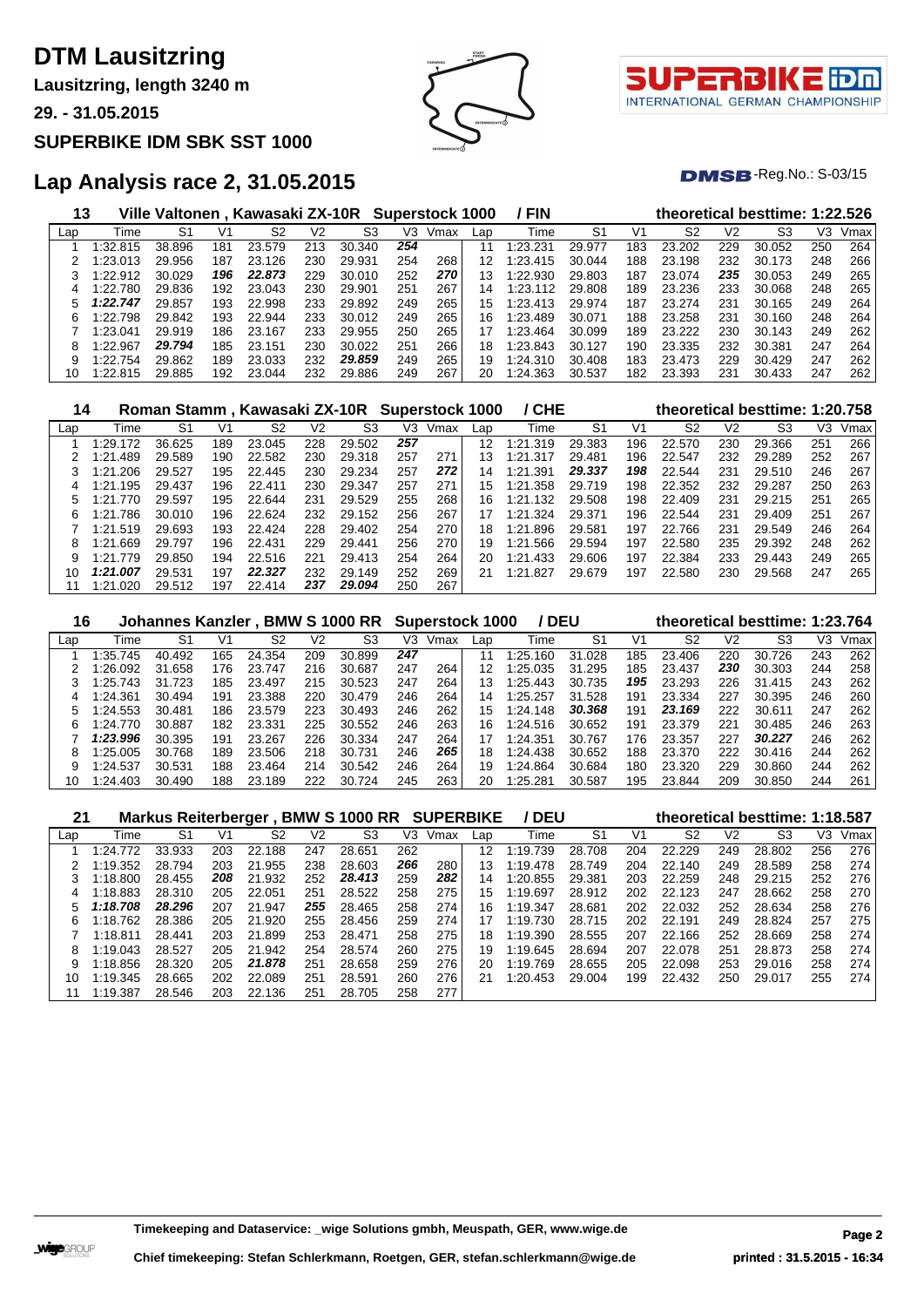# DTM Lausitzring

**Lausitzring, length 3240 m**

**29. - 31.05.2015**

**SUPERBIKE IDM SBK SST 1000**

## Lap Analysis race 2, 31.05.2015

DMSB-Reg.No.: S-03/15

### 13 Ville Valtonen , Kawasaki ZX-10R Superstock 1000 / FIN — theoretical besttime: 1:22.526

| Lap | Time | S1 | V1 | S2 | V2 | S3 | V3 | Vmax | Lap | Time | S1 | V1 | S2 | V2 | S3 | V3 | Vmax |
|---|---|---|---|---|---|---|---|---|---|---|---|---|---|---|---|---|---|
| 1 | 1:32.815 | 38.896 | 181 | 23.579 | 213 | 30.340 | *254* | | 11 | 1:23.231 | 29.977 | 183 | 23.202 | 229 | 30.052 | 250 | 264 |
| 2 | 1:23.013 | 29.956 | 187 | 23.126 | 230 | 29.931 | 254 | 268 | 12 | 1:23.415 | 30.044 | 188 | 23.198 | 232 | 30.173 | 248 | 266 |
| 3 | 1:22.912 | 30.029 | *196* | *22.873* | 229 | 30.010 | 252 | *270* | 13 | 1:22.930 | 29.803 | 187 | 23.074 | *235* | 30.053 | 249 | 265 |
| 4 | 1:22.780 | 29.836 | 192 | 23.043 | 230 | 29.901 | 251 | 267 | 14 | 1:23.112 | 29.808 | 189 | 23.236 | 233 | 30.068 | 248 | 265 |
| 5 | *1:22.747* | 29.857 | 193 | 22.998 | 233 | 29.892 | 249 | 265 | 15 | 1:23.413 | 29.974 | 187 | 23.274 | 231 | 30.165 | 249 | 264 |
| 6 | 1:22.798 | 29.842 | 193 | 22.944 | 233 | 30.012 | 249 | 265 | 16 | 1:23.489 | 30.071 | 188 | 23.258 | 231 | 30.160 | 248 | 264 |
| 7 | 1:23.041 | 29.919 | 186 | 23.167 | 233 | 29.955 | 250 | 265 | 17 | 1:23.464 | 30.099 | 189 | 23.222 | 230 | 30.143 | 249 | 262 |
| 8 | 1:22.967 | *29.794* | 185 | 23.151 | 230 | 30.022 | 251 | 266 | 18 | 1:23.843 | 30.127 | 190 | 23.335 | 232 | 30.381 | 247 | 264 |
| 9 | 1:22.754 | 29.862 | 189 | 23.033 | 232 | *29.859* | 249 | 265 | 19 | 1:24.310 | 30.408 | 183 | 23.473 | 229 | 30.429 | 247 | 262 |
| 10 | 1:22.815 | 29.885 | 192 | 23.044 | 232 | 29.886 | 249 | 267 | 20 | 1:24.363 | 30.537 | 182 | 23.393 | 231 | 30.433 | 247 | 262 |

### 14 Roman Stamm , Kawasaki ZX-10R Superstock 1000 / CHE — theoretical besttime: 1:20.758

| Lap | Time | S1 | V1 | S2 | V2 | S3 | V3 | Vmax | Lap | Time | S1 | V1 | S2 | V2 | S3 | V3 | Vmax |
|---|---|---|---|---|---|---|---|---|---|---|---|---|---|---|---|---|---|
| 1 | 1:29.172 | 36.625 | 189 | 23.045 | 228 | 29.502 | *257* | | 12 | 1:21.319 | 29.383 | 196 | 22.570 | 230 | 29.366 | 251 | 266 |
| 2 | 1:21.489 | 29.589 | 190 | 22.582 | 230 | 29.318 | 257 | 271 | 13 | 1:21.317 | 29.481 | 196 | 22.547 | 232 | 29.289 | 252 | 267 |
| 3 | 1:21.206 | 29.527 | 195 | 22.445 | 230 | 29.234 | 257 | *272* | 14 | 1:21.391 | *29.337* | *198* | 22.544 | 231 | 29.510 | 246 | 267 |
| 4 | 1:21.195 | 29.437 | 196 | 22.411 | 230 | 29.347 | 257 | 271 | 15 | 1:21.358 | 29.719 | 198 | 22.352 | 232 | 29.287 | 250 | 263 |
| 5 | 1:21.770 | 29.597 | 195 | 22.644 | 231 | 29.529 | 255 | 268 | 16 | 1:21.132 | 29.508 | 198 | 22.409 | 231 | 29.215 | 251 | 265 |
| 6 | 1:21.786 | 30.010 | 196 | 22.624 | 232 | 29.152 | 256 | 267 | 17 | 1:21.324 | 29.371 | 196 | 22.544 | 231 | 29.409 | 251 | 267 |
| 7 | 1:21.519 | 29.693 | 193 | 22.424 | 228 | 29.402 | 254 | 270 | 18 | 1:21.896 | 29.581 | 197 | 22.766 | 231 | 29.549 | 246 | 264 |
| 8 | 1:21.669 | 29.797 | 196 | 22.431 | 229 | 29.441 | 256 | 270 | 19 | 1:21.566 | 29.594 | 197 | 22.580 | 235 | 29.392 | 248 | 262 |
| 9 | 1:21.779 | 29.850 | 194 | 22.516 | 221 | 29.413 | 254 | 264 | 20 | 1:21.433 | 29.606 | 197 | 22.384 | 233 | 29.443 | 249 | 265 |
| 10 | *1:21.007* | 29.531 | 197 | *22.327* | 232 | 29.149 | 252 | 269 | 21 | 1:21.827 | 29.679 | 197 | 22.580 | 230 | 29.568 | 247 | 265 |
| 11 | 1:21.020 | 29.512 | 197 | 22.414 | *237* | *29.094* | 250 | 267 | | | | | | | | | |

### 16 Johannes Kanzler , BMW S 1000 RR Superstock 1000 / DEU — theoretical besttime: 1:23.764

| Lap | Time | S1 | V1 | S2 | V2 | S3 | V3 | Vmax | Lap | Time | S1 | V1 | S2 | V2 | S3 | V3 | Vmax |
|---|---|---|---|---|---|---|---|---|---|---|---|---|---|---|---|---|---|
| 1 | 1:35.745 | 40.492 | 165 | 24.354 | 209 | 30.899 | *247* | | 11 | 1:25.160 | 31.028 | 185 | 23.406 | 220 | 30.726 | 243 | 262 |
| 2 | 1:26.092 | 31.658 | 176 | 23.747 | 216 | 30.687 | 247 | 264 | 12 | 1:25.035 | 31.295 | 185 | 23.437 | *230* | 30.303 | 244 | 258 |
| 3 | 1:25.743 | 31.723 | 185 | 23.497 | 215 | 30.523 | 247 | 264 | 13 | 1:25.443 | 30.735 | *195* | 23.293 | 226 | 31.415 | 243 | 262 |
| 4 | 1:24.361 | 30.494 | 191 | 23.388 | 220 | 30.479 | 246 | 264 | 14 | 1:25.257 | 31.528 | 191 | 23.334 | 227 | 30.395 | 246 | 260 |
| 5 | 1:24.553 | 30.481 | 186 | 23.579 | 223 | 30.493 | 246 | 262 | 15 | 1:24.148 | *30.368* | 191 | *23.169* | 222 | 30.611 | 247 | 262 |
| 6 | 1:24.770 | 30.887 | 182 | 23.331 | 225 | 30.552 | 246 | 263 | 16 | 1:24.516 | 30.652 | 191 | 23.379 | 221 | 30.485 | 246 | 263 |
| 7 | *1:23.996* | 30.395 | 191 | 23.267 | 226 | 30.334 | 247 | 264 | 17 | 1:24.351 | 30.767 | 176 | 23.357 | 227 | *30.227* | 246 | 262 |
| 8 | 1:25.005 | 30.768 | 189 | 23.506 | 218 | 30.731 | 246 | *265* | 18 | 1:24.438 | 30.652 | 188 | 23.370 | 222 | 30.416 | 244 | 262 |
| 9 | 1:24.537 | 30.531 | 188 | 23.464 | 214 | 30.542 | 246 | 264 | 19 | 1:24.864 | 30.684 | 180 | 23.320 | 229 | 30.860 | 244 | 262 |
| 10 | 1:24.403 | 30.490 | 188 | 23.189 | 222 | 30.724 | 245 | 263 | 20 | 1:25.281 | 30.587 | 195 | 23.844 | 209 | 30.850 | 244 | 261 |

### 21 Markus Reiterberger , BMW S 1000 RR SUPERBIKE / DEU — theoretical besttime: 1:18.587

| Lap | Time | S1 | V1 | S2 | V2 | S3 | V3 | Vmax | Lap | Time | S1 | V1 | S2 | V2 | S3 | V3 | Vmax |
|---|---|---|---|---|---|---|---|---|---|---|---|---|---|---|---|---|---|
| 1 | 1:24.772 | 33.933 | 203 | 22.188 | 247 | 28.651 | 262 | | 12 | 1:19.739 | 28.708 | 204 | 22.229 | 249 | 28.802 | 256 | 276 |
| 2 | 1:19.352 | 28.794 | 203 | 21.955 | 238 | 28.603 | *266* | 280 | 13 | 1:19.478 | 28.749 | 204 | 22.140 | 249 | 28.589 | 258 | 274 |
| 3 | 1:18.800 | 28.455 | *208* | 21.932 | 252 | *28.413* | 259 | *282* | 14 | 1:20.855 | 29.381 | 203 | 22.259 | 248 | 29.215 | 252 | 276 |
| 4 | 1:18.883 | 28.310 | 205 | 22.051 | 251 | 28.522 | 258 | 275 | 15 | 1:19.697 | 28.912 | 202 | 22.123 | 247 | 28.662 | 258 | 270 |
| 5 | *1:18.708* | *28.296* | 207 | 21.947 | *255* | 28.465 | 258 | 274 | 16 | 1:19.347 | 28.681 | 202 | 22.032 | 252 | 28.634 | 258 | 276 |
| 6 | 1:18.762 | 28.386 | 205 | 21.920 | 255 | 28.456 | 259 | 274 | 17 | 1:19.730 | 28.715 | 202 | 22.191 | 249 | 28.824 | 257 | 275 |
| 7 | 1:18.811 | 28.441 | 203 | 21.899 | 253 | 28.471 | 258 | 275 | 18 | 1:19.390 | 28.555 | 207 | 22.166 | 252 | 28.669 | 258 | 274 |
| 8 | 1:19.043 | 28.527 | 205 | 21.942 | 254 | 28.574 | 260 | 275 | 19 | 1:19.645 | 28.694 | 207 | 22.078 | 251 | 28.873 | 258 | 274 |
| 9 | 1:18.856 | 28.320 | 205 | *21.878* | 251 | 28.658 | 259 | 276 | 20 | 1:19.769 | 28.655 | 205 | 22.098 | 253 | 29.016 | 258 | 274 |
| 10 | 1:19.345 | 28.665 | 202 | 22.089 | 251 | 28.591 | 260 | 276 | 21 | 1:20.453 | 29.004 | 199 | 22.432 | 250 | 29.017 | 255 | 274 |
| 11 | 1:19.387 | 28.546 | 203 | 22.136 | 251 | 28.705 | 258 | 277 | | | | | | | | | |

**Timekeeping and Dataservice: _wige Solutions gmbh, Meuspath, GER, www.wige.de**

**Chief timekeeping: Stefan Schlerkmann, Roetgen, GER, stefan.schlerkmann@wige.de**

**printed : 31.5.2015 - 16:34**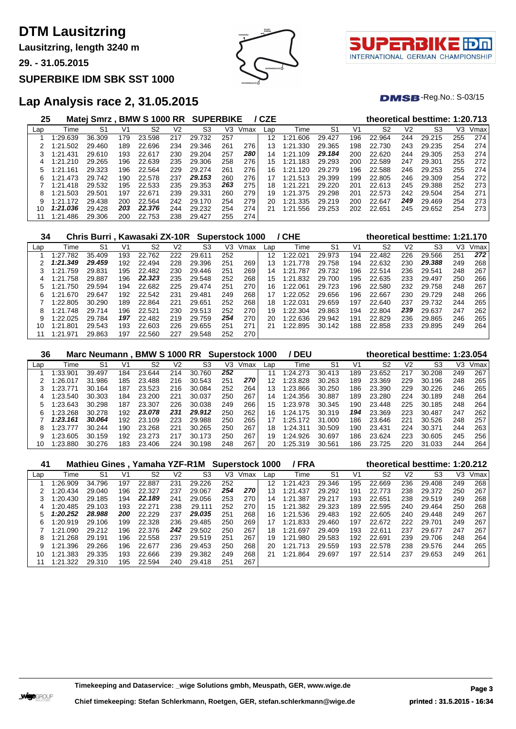# DTM Lausitzring

**Lausitzring, length 3240 m**

**29. - 31.05.2015**

**SUPERBIKE IDM SBK SST 1000**

## Lap Analysis race 2, 31.05.2015

DMSB-Reg.No.: S-03/15

### 25 Matej Smrz , BMW S 1000 RR SUPERBIKE / CZE — theoretical besttime: 1:20.713

| Lap | Time | S1 | V1 | S2 | V2 | S3 | V3 | Vmax | Lap | Time | S1 | V1 | S2 | V2 | S3 | V3 | Vmax |
|---|---|---|---|---|---|---|---|---|---|---|---|---|---|---|---|---|---|
| 1 | 1:29.639 | 36.309 | 179 | 23.598 | 217 | 29.732 | 257 | | 12 | 1:21.606 | 29.427 | 196 | 22.964 | 244 | 29.215 | 255 | 274 |
| 2 | 1:21.502 | 29.460 | 189 | 22.696 | 234 | 29.346 | 261 | 276 | 13 | 1:21.330 | 29.365 | 198 | 22.730 | 243 | 29.235 | 254 | 274 |
| 3 | 1:21.431 | 29.610 | 193 | 22.617 | 230 | 29.204 | 257 | ***280*** | 14 | 1:21.109 | ***29.184*** | 200 | 22.620 | 244 | 29.305 | 253 | 274 |
| 4 | 1:21.210 | 29.265 | 196 | 22.639 | 235 | 29.306 | 258 | 276 | 15 | 1:21.183 | 29.293 | 200 | 22.589 | 247 | 29.301 | 255 | 272 |
| 5 | 1:21.161 | 29.323 | 196 | 22.564 | 229 | 29.274 | 261 | 276 | 16 | 1:21.120 | 29.279 | 196 | 22.588 | 246 | 29.253 | 255 | 274 |
| 6 | 1:21.473 | 29.742 | 190 | 22.578 | 237 | ***29.153*** | 260 | 276 | 17 | 1:21.513 | 29.399 | 199 | 22.805 | 246 | 29.309 | 254 | 272 |
| 7 | 1:21.418 | 29.532 | 195 | 22.533 | 235 | 29.353 | ***263*** | 275 | 18 | 1:21.221 | 29.220 | 201 | 22.613 | 245 | 29.388 | 252 | 273 |
| 8 | 1:21.503 | 29.501 | 197 | 22.671 | 239 | 29.331 | 260 | 279 | 19 | 1:21.375 | 29.298 | 201 | 22.573 | 242 | 29.504 | 254 | 271 |
| 9 | 1:21.172 | 29.438 | 200 | 22.564 | 242 | 29.170 | 254 | 279 | 20 | 1:21.335 | 29.219 | 200 | 22.647 | ***249*** | 29.469 | 254 | 273 |
| 10 | ***1:21.036*** | 29.428 | ***203*** | ***22.376*** | 244 | 29.232 | 254 | 274 | 21 | 1:21.556 | 29.253 | 202 | 22.651 | 245 | 29.652 | 254 | 273 |
| 11 | 1:21.486 | 29.306 | 200 | 22.753 | 238 | 29.427 | 255 | 274 | | | | | | | | | |

### 34 Chris Burri , Kawasaki ZX-10R Superstock 1000 / CHE — theoretical besttime: 1:21.170

| Lap | Time | S1 | V1 | S2 | V2 | S3 | V3 | Vmax | Lap | Time | S1 | V1 | S2 | V2 | S3 | V3 | Vmax |
|---|---|---|---|---|---|---|---|---|---|---|---|---|---|---|---|---|---|
| 1 | 1:27.782 | 35.409 | 193 | 22.762 | 222 | 29.611 | 252 | | 12 | 1:22.021 | 29.973 | 194 | 22.482 | 226 | 29.566 | 251 | ***272*** |
| 2 | ***1:21.349*** | ***29.459*** | 192 | 22.494 | 228 | 29.396 | 251 | 269 | 13 | 1:21.778 | 29.758 | 194 | 22.632 | 230 | ***29.388*** | 249 | 268 |
| 3 | 1:21.759 | 29.831 | 195 | 22.482 | 230 | 29.446 | 251 | 269 | 14 | 1:21.787 | 29.732 | 196 | 22.514 | 236 | 29.541 | 248 | 267 |
| 4 | 1:21.758 | 29.887 | 196 | ***22.323*** | 235 | 29.548 | 252 | 268 | 15 | 1:21.832 | 29.700 | 195 | 22.635 | 233 | 29.497 | 250 | 266 |
| 5 | 1:21.750 | 29.594 | 194 | 22.682 | 225 | 29.474 | 251 | 270 | 16 | 1:22.061 | 29.723 | 196 | 22.580 | 232 | 29.758 | 248 | 267 |
| 6 | 1:21.670 | 29.647 | 192 | 22.542 | 231 | 29.481 | 249 | 268 | 17 | 1:22.052 | 29.656 | 196 | 22.667 | 230 | 29.729 | 248 | 266 |
| 7 | 1:22.805 | 30.290 | 189 | 22.864 | 221 | 29.651 | 252 | 268 | 18 | 1:22.031 | 29.659 | 197 | 22.640 | 237 | 29.732 | 244 | 265 |
| 8 | 1:21.748 | 29.714 | 196 | 22.521 | 230 | 29.513 | 252 | 270 | 19 | 1:22.304 | 29.863 | 194 | 22.804 | ***239*** | 29.637 | 247 | 262 |
| 9 | 1:22.025 | 29.784 | ***197*** | 22.482 | 219 | 29.759 | ***254*** | 270 | 20 | 1:22.636 | 29.942 | 191 | 22.829 | 236 | 29.865 | 246 | 265 |
| 10 | 1:21.801 | 29.543 | 193 | 22.603 | 226 | 29.655 | 251 | 271 | 21 | 1:22.895 | 30.142 | 188 | 22.858 | 233 | 29.895 | 249 | 264 |
| 11 | 1:21.971 | 29.863 | 197 | 22.560 | 227 | 29.548 | 252 | 270 | | | | | | | | | |

### 36 Marc Neumann , BMW S 1000 RR Superstock 1000 / DEU — theoretical besttime: 1:23.054

| Lap | Time | S1 | V1 | S2 | V2 | S3 | V3 | Vmax | Lap | Time | S1 | V1 | S2 | V2 | S3 | V3 | Vmax |
|---|---|---|---|---|---|---|---|---|---|---|---|---|---|---|---|---|---|
| 1 | 1:33.901 | 39.497 | 184 | 23.644 | 214 | 30.760 | ***252*** | | 11 | 1:24.273 | 30.413 | 189 | 23.652 | 217 | 30.208 | 249 | 267 |
| 2 | 1:26.017 | 31.986 | 185 | 23.488 | 216 | 30.543 | 251 | ***270*** | 12 | 1:23.828 | 30.263 | 189 | 23.369 | 229 | 30.196 | 248 | 265 |
| 3 | 1:23.771 | 30.164 | 187 | 23.523 | 216 | 30.084 | 252 | 264 | 13 | 1:23.866 | 30.250 | 186 | 23.390 | 229 | 30.226 | 246 | 265 |
| 4 | 1:23.540 | 30.303 | 184 | 23.200 | 221 | 30.037 | 250 | 267 | 14 | 1:24.356 | 30.887 | 189 | 23.280 | 224 | 30.189 | 248 | 264 |
| 5 | 1:23.643 | 30.298 | 187 | 23.307 | 226 | 30.038 | 249 | 266 | 15 | 1:23.978 | 30.345 | 190 | 23.448 | 225 | 30.185 | 248 | 264 |
| 6 | 1:23.268 | 30.278 | 192 | ***23.078*** | ***231*** | ***29.912*** | 250 | 262 | 16 | 1:24.175 | 30.319 | ***194*** | 23.369 | 223 | 30.487 | 247 | 262 |
| 7 | ***1:23.161*** | ***30.064*** | 192 | 23.109 | 223 | 29.988 | 250 | 265 | 17 | 1:25.172 | 31.000 | 186 | 23.646 | 221 | 30.526 | 248 | 257 |
| 8 | 1:23.777 | 30.244 | 190 | 23.268 | 221 | 30.265 | 250 | 267 | 18 | 1:24.311 | 30.509 | 190 | 23.431 | 224 | 30.371 | 244 | 263 |
| 9 | 1:23.605 | 30.159 | 192 | 23.273 | 217 | 30.173 | 250 | 267 | 19 | 1:24.926 | 30.697 | 186 | 23.624 | 223 | 30.605 | 245 | 256 |
| 10 | 1:23.880 | 30.276 | 183 | 23.406 | 224 | 30.198 | 248 | 267 | 20 | 1:25.319 | 30.561 | 186 | 23.725 | 220 | 31.033 | 244 | 264 |

### 41 Mathieu Gines , Yamaha YZF-R1M Superstock 1000 / FRA — theoretical besttime: 1:20.212

| Lap | Time | S1 | V1 | S2 | V2 | S3 | V3 | Vmax | Lap | Time | S1 | V1 | S2 | V2 | S3 | V3 | Vmax |
|---|---|---|---|---|---|---|---|---|---|---|---|---|---|---|---|---|---|
| 1 | 1:26.909 | 34.796 | 197 | 22.887 | 231 | 29.226 | 252 | | 12 | 1:21.423 | 29.346 | 195 | 22.669 | 236 | 29.408 | 249 | 268 |
| 2 | 1:20.434 | 29.040 | 196 | 22.327 | 237 | 29.067 | ***254*** | ***270*** | 13 | 1:21.437 | 29.292 | 191 | 22.773 | 238 | 29.372 | 250 | 267 |
| 3 | 1:20.430 | 29.185 | 194 | ***22.189*** | 241 | 29.056 | 253 | 270 | 14 | 1:21.387 | 29.217 | 193 | 22.651 | 238 | 29.519 | 249 | 268 |
| 4 | 1:20.485 | 29.103 | 193 | 22.271 | 238 | 29.111 | 252 | 270 | 15 | 1:21.382 | 29.323 | 189 | 22.595 | 240 | 29.464 | 250 | 268 |
| 5 | ***1:20.252*** | ***28.988*** | ***200*** | 22.229 | 237 | ***29.035*** | 251 | 268 | 16 | 1:21.536 | 29.483 | 192 | 22.605 | 240 | 29.448 | 249 | 267 |
| 6 | 1:20.919 | 29.106 | 199 | 22.328 | 236 | 29.485 | 250 | 269 | 17 | 1:21.832 | 29.460 | 197 | 22.672 | 222 | 29.701 | 249 | 267 |
| 7 | 1:21.090 | 29.212 | 196 | 22.376 | ***242*** | 29.502 | 250 | 267 | 18 | 1:21.697 | 29.409 | 193 | 22.611 | 237 | 29.677 | 247 | 267 |
| 8 | 1:21.268 | 29.191 | 196 | 22.558 | 237 | 29.519 | 251 | 267 | 19 | 1:21.980 | 29.583 | 192 | 22.691 | 239 | 29.706 | 248 | 264 |
| 9 | 1:21.396 | 29.266 | 196 | 22.677 | 236 | 29.453 | 250 | 268 | 20 | 1:21.713 | 29.559 | 193 | 22.578 | 238 | 29.576 | 244 | 265 |
| 10 | 1:21.383 | 29.335 | 193 | 22.666 | 239 | 29.382 | 249 | 268 | 21 | 1:21.864 | 29.697 | 197 | 22.514 | 237 | 29.653 | 249 | 261 |
| 11 | 1:21.322 | 29.310 | 195 | 22.594 | 240 | 29.418 | 251 | 267 | | | | | | | | | |

**Timekeeping and Dataservice: _wige Solutions gmbh, Meuspath, GER, www.wige.de**

**Chief timekeeping: Stefan Schlerkmann, Roetgen, GER, stefan.schlerkmann@wige.de**

**printed : 31.5.2015 - 16:34**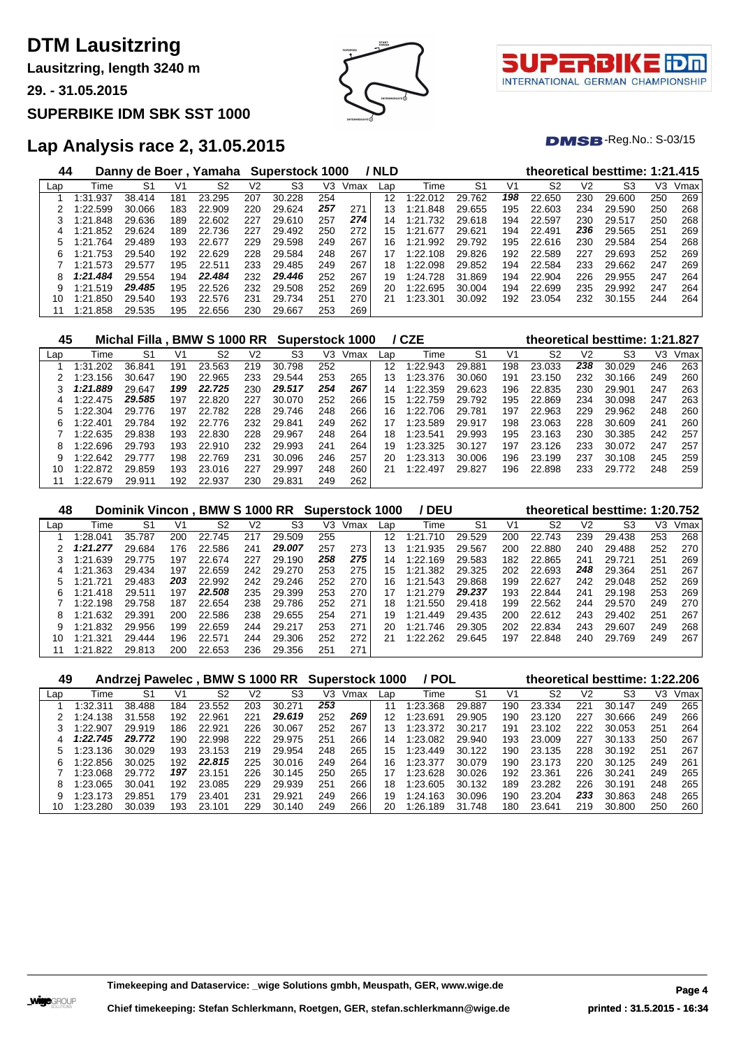# DTM Lausitzring

**Lausitzring, length 3240 m**

**29. - 31.05.2015**

**SUPERBIKE IDM SBK SST 1000**

## Lap Analysis race 2, 31.05.2015

DMSB-Reg.No.: S-03/15

### 44 Danny de Boer , Yamaha Superstock 1000 / NLD — theoretical besttime: 1:21.415

| Lap | Time | S1 | V1 | S2 | V2 | S3 | V3 | Vmax | Lap | Time | S1 | V1 | S2 | V2 | S3 | V3 | Vmax |
|---|---|---|---|---|---|---|---|---|---|---|---|---|---|---|---|---|---|
| 1 | 1:31.937 | 38.414 | 181 | 23.295 | 207 | 30.228 | 254 | | 12 | 1:22.012 | 29.762 | **198** | 22.650 | 230 | 29.600 | 250 | 269 |
| 2 | 1:22.599 | 30.066 | 183 | 22.909 | 220 | 29.624 | **257** | 271 | 13 | 1:21.848 | 29.655 | 195 | 22.603 | 234 | 29.590 | 250 | 268 |
| 3 | 1:21.848 | 29.636 | 189 | 22.602 | 227 | 29.610 | 257 | **274** | 14 | 1:21.732 | 29.618 | 194 | 22.597 | 230 | 29.517 | 250 | 268 |
| 4 | 1:21.852 | 29.624 | 189 | 22.736 | 227 | 29.492 | 250 | 272 | 15 | 1:21.677 | 29.621 | 194 | 22.491 | **236** | 29.565 | 251 | 269 |
| 5 | 1:21.764 | 29.489 | 193 | 22.677 | 229 | 29.598 | 249 | 267 | 16 | 1:21.992 | 29.792 | 195 | 22.616 | 230 | 29.584 | 254 | 268 |
| 6 | 1:21.753 | 29.540 | 192 | 22.629 | 228 | 29.584 | 248 | 267 | 17 | 1:22.108 | 29.826 | 192 | 22.589 | 227 | 29.693 | 252 | 269 |
| 7 | 1:21.573 | 29.577 | 195 | 22.511 | 233 | 29.485 | 249 | 267 | 18 | 1:22.098 | 29.852 | 194 | 22.584 | 233 | 29.662 | 247 | 269 |
| 8 | **1:21.484** | 29.554 | 194 | **22.484** | 232 | **29.446** | 252 | 267 | 19 | 1:24.728 | 31.869 | 194 | 22.904 | 226 | 29.955 | 247 | 264 |
| 9 | 1:21.519 | **29.485** | 195 | 22.526 | 232 | 29.508 | 252 | 269 | 20 | 1:22.695 | 30.004 | 194 | 22.699 | 235 | 29.992 | 247 | 264 |
| 10 | 1:21.850 | 29.540 | 193 | 22.576 | 231 | 29.734 | 251 | 270 | 21 | 1:23.301 | 30.092 | 192 | 23.054 | 232 | 30.155 | 244 | 264 |
| 11 | 1:21.858 | 29.535 | 195 | 22.656 | 230 | 29.667 | 253 | 269 | | | | | | | | | |

### 45 Michal Filla , BMW S 1000 RR Superstock 1000 / CZE — theoretical besttime: 1:21.827

| Lap | Time | S1 | V1 | S2 | V2 | S3 | V3 | Vmax | Lap | Time | S1 | V1 | S2 | V2 | S3 | V3 | Vmax |
|---|---|---|---|---|---|---|---|---|---|---|---|---|---|---|---|---|---|
| 1 | 1:31.202 | 36.841 | 191 | 23.563 | 219 | 30.798 | 252 | | 12 | 1:22.943 | 29.881 | 198 | 23.033 | **238** | 30.029 | 246 | 263 |
| 2 | 1:23.156 | 30.647 | 190 | 22.965 | 233 | 29.544 | 253 | 265 | 13 | 1:23.376 | 30.060 | 191 | 23.150 | 232 | 30.166 | 249 | 260 |
| 3 | **1:21.889** | 29.647 | **199** | **22.725** | 230 | **29.517** | **254** | **267** | 14 | 1:22.359 | 29.623 | 196 | 22.835 | 230 | 29.901 | 247 | 263 |
| 4 | 1:22.475 | **29.585** | 197 | 22.820 | 227 | 30.070 | 252 | 266 | 15 | 1:22.759 | 29.792 | 195 | 22.869 | 234 | 30.098 | 247 | 263 |
| 5 | 1:22.304 | 29.776 | 197 | 22.782 | 228 | 29.746 | 248 | 266 | 16 | 1:22.706 | 29.781 | 197 | 22.963 | 229 | 29.962 | 248 | 260 |
| 6 | 1:22.401 | 29.784 | 192 | 22.776 | 232 | 29.841 | 249 | 262 | 17 | 1:23.589 | 29.917 | 198 | 23.063 | 228 | 30.609 | 241 | 260 |
| 7 | 1:22.635 | 29.838 | 193 | 22.830 | 228 | 29.967 | 248 | 264 | 18 | 1:23.541 | 29.993 | 195 | 23.163 | 230 | 30.385 | 242 | 257 |
| 8 | 1:22.696 | 29.793 | 193 | 22.910 | 232 | 29.993 | 241 | 264 | 19 | 1:23.325 | 30.127 | 197 | 23.126 | 233 | 30.072 | 247 | 257 |
| 9 | 1:22.642 | 29.777 | 198 | 22.769 | 231 | 30.096 | 246 | 257 | 20 | 1:23.313 | 30.006 | 196 | 23.199 | 237 | 30.108 | 245 | 259 |
| 10 | 1:22.872 | 29.859 | 193 | 23.016 | 227 | 29.997 | 248 | 260 | 21 | 1:22.497 | 29.827 | 196 | 22.898 | 233 | 29.772 | 248 | 259 |
| 11 | 1:22.679 | 29.911 | 192 | 22.937 | 230 | 29.831 | 249 | 262 | | | | | | | | | |

### 48 Dominik Vincon , BMW S 1000 RR Superstock 1000 / DEU — theoretical besttime: 1:20.752

| Lap | Time | S1 | V1 | S2 | V2 | S3 | V3 | Vmax | Lap | Time | S1 | V1 | S2 | V2 | S3 | V3 | Vmax |
|---|---|---|---|---|---|---|---|---|---|---|---|---|---|---|---|---|---|
| 1 | 1:28.041 | 35.787 | 200 | 22.745 | 217 | 29.509 | 255 | | 12 | 1:21.710 | 29.529 | 200 | 22.743 | 239 | 29.438 | 253 | 268 |
| 2 | **1:21.277** | 29.684 | 176 | 22.586 | 241 | **29.007** | 257 | 273 | 13 | 1:21.935 | 29.567 | 200 | 22.880 | 240 | 29.488 | 252 | 270 |
| 3 | 1:21.639 | 29.775 | 197 | 22.674 | 227 | 29.190 | **258** | **275** | 14 | 1:22.169 | 29.583 | 182 | 22.865 | 241 | 29.721 | 251 | 269 |
| 4 | 1:21.363 | 29.434 | 197 | 22.659 | 242 | 29.270 | 253 | 275 | 15 | 1:21.382 | 29.325 | 202 | 22.693 | **248** | 29.364 | 251 | 267 |
| 5 | 1:21.721 | 29.483 | **203** | 22.992 | 242 | 29.246 | 252 | 270 | 16 | 1:21.543 | 29.868 | 199 | 22.627 | 242 | 29.048 | 252 | 269 |
| 6 | 1:21.418 | 29.511 | 197 | **22.508** | 235 | 29.399 | 253 | 270 | 17 | 1:21.279 | **29.237** | 193 | 22.844 | 241 | 29.198 | 253 | 269 |
| 7 | 1:22.198 | 29.758 | 187 | 22.654 | 238 | 29.786 | 252 | 271 | 18 | 1:21.550 | 29.418 | 199 | 22.562 | 244 | 29.570 | 249 | 270 |
| 8 | 1:21.632 | 29.391 | 200 | 22.586 | 238 | 29.655 | 254 | 271 | 19 | 1:21.449 | 29.435 | 200 | 22.612 | 243 | 29.402 | 251 | 267 |
| 9 | 1:21.832 | 29.956 | 199 | 22.659 | 244 | 29.217 | 253 | 271 | 20 | 1:21.746 | 29.305 | 202 | 22.834 | 243 | 29.607 | 249 | 268 |
| 10 | 1:21.321 | 29.444 | 196 | 22.571 | 244 | 29.306 | 252 | 272 | 21 | 1:22.262 | 29.645 | 197 | 22.848 | 240 | 29.769 | 249 | 267 |
| 11 | 1:21.822 | 29.813 | 200 | 22.653 | 236 | 29.356 | 251 | 271 | | | | | | | | | |

### 49 Andrzej Pawelec , BMW S 1000 RR Superstock 1000 / POL — theoretical besttime: 1:22.206

| Lap | Time | S1 | V1 | S2 | V2 | S3 | V3 | Vmax | Lap | Time | S1 | V1 | S2 | V2 | S3 | V3 | Vmax |
|---|---|---|---|---|---|---|---|---|---|---|---|---|---|---|---|---|---|
| 1 | 1:32.311 | 38.488 | 184 | 23.552 | 203 | 30.271 | **253** | | 11 | 1:23.368 | 29.887 | 190 | 23.334 | 221 | 30.147 | 249 | 265 |
| 2 | 1:24.138 | 31.558 | 192 | 22.961 | 221 | **29.619** | 252 | **269** | 12 | 1:23.691 | 29.905 | 190 | 23.120 | 227 | 30.666 | 249 | 266 |
| 3 | 1:22.907 | 29.919 | 186 | 22.921 | 226 | 30.067 | 252 | 267 | 13 | 1:23.372 | 30.217 | 191 | 23.102 | 222 | 30.053 | 251 | 264 |
| 4 | **1:22.745** | **29.772** | 190 | 22.998 | 222 | 29.975 | 251 | 266 | 14 | 1:23.082 | 29.940 | 193 | 23.009 | 227 | 30.133 | 250 | 267 |
| 5 | 1:23.136 | 30.029 | 193 | 23.153 | 219 | 29.954 | 248 | 265 | 15 | 1:23.449 | 30.122 | 190 | 23.135 | 228 | 30.192 | 251 | 267 |
| 6 | 1:22.856 | 30.025 | 192 | **22.815** | 225 | 30.016 | 249 | 264 | 16 | 1:23.377 | 30.079 | 190 | 23.173 | 220 | 30.125 | 249 | 261 |
| 7 | 1:23.068 | 29.772 | **197** | 23.151 | 226 | 30.145 | 250 | 265 | 17 | 1:23.628 | 30.026 | 192 | 23.361 | 226 | 30.241 | 249 | 265 |
| 8 | 1:23.065 | 30.041 | 192 | 23.085 | 229 | 29.939 | 251 | 266 | 18 | 1:23.605 | 30.132 | 189 | 23.282 | 226 | 30.191 | 248 | 265 |
| 9 | 1:23.173 | 29.851 | 179 | 23.401 | 231 | 29.921 | 249 | 266 | 19 | 1:24.163 | 30.096 | 190 | 23.204 | **233** | 30.863 | 248 | 265 |
| 10 | 1:23.280 | 30.039 | 193 | 23.101 | 229 | 30.140 | 249 | 266 | 20 | 1:26.189 | 31.748 | 180 | 23.641 | 219 | 30.800 | 250 | 260 |

**Timekeeping and Dataservice: _wige Solutions gmbh, Meuspath, GER, www.wige.de**

**Chief timekeeping: Stefan Schlerkmann, Roetgen, GER, stefan.schlerkmann@wige.de**

**printed : 31.5.2015 - 16:34**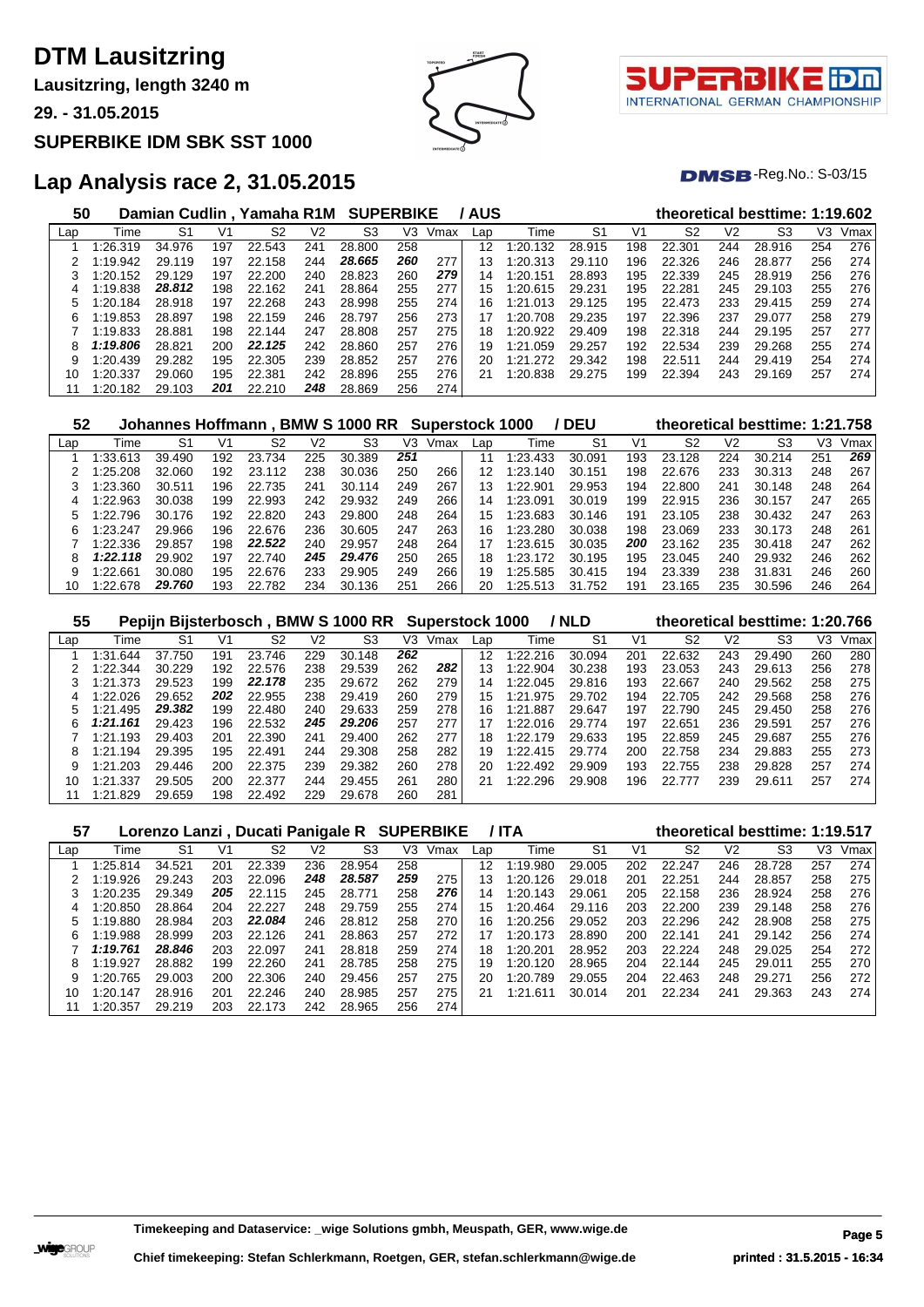# DTM Lausitzring

**Lausitzring, length 3240 m**

**29. - 31.05.2015**

**SUPERBIKE IDM SBK SST 1000**

## Lap Analysis race 2, 31.05.2015

DMSB-Reg.No.: S-03/15

### 50 Damian Cudlin , Yamaha R1M SUPERBIKE / AUS — theoretical besttime: 1:19.602

| Lap | Time | S1 | V1 | S2 | V2 | S3 | V3 | Vmax | Lap | Time | S1 | V1 | S2 | V2 | S3 | V3 | Vmax |
|---|---|---|---|---|---|---|---|---|---|---|---|---|---|---|---|---|---|
| 1 | 1:26.319 | 34.976 | 197 | 22.543 | 241 | 28.800 | 258 | | 12 | 1:20.132 | 28.915 | 198 | 22.301 | 244 | 28.916 | 254 | 276 |
| 2 | 1:19.942 | 29.119 | 197 | 22.158 | 244 | ***28.665*** | ***260*** | 277 | 13 | 1:20.313 | 29.110 | 196 | 22.326 | 246 | 28.877 | 256 | 274 |
| 3 | 1:20.152 | 29.129 | 197 | 22.200 | 240 | 28.823 | 260 | ***279*** | 14 | 1:20.151 | 28.893 | 195 | 22.339 | 245 | 28.919 | 256 | 276 |
| 4 | 1:19.838 | ***28.812*** | 198 | 22.162 | 241 | 28.864 | 255 | 277 | 15 | 1:20.615 | 29.231 | 195 | 22.281 | 245 | 29.103 | 255 | 276 |
| 5 | 1:20.184 | 28.918 | 197 | 22.268 | 243 | 28.998 | 255 | 274 | 16 | 1:21.013 | 29.125 | 195 | 22.473 | 233 | 29.415 | 259 | 274 |
| 6 | 1:19.853 | 28.897 | 198 | 22.159 | 246 | 28.797 | 256 | 273 | 17 | 1:20.708 | 29.235 | 197 | 22.396 | 237 | 29.077 | 258 | 279 |
| 7 | 1:19.833 | 28.881 | 198 | 22.144 | 247 | 28.808 | 257 | 275 | 18 | 1:20.922 | 29.409 | 198 | 22.318 | 244 | 29.195 | 257 | 277 |
| 8 | ***1:19.806*** | 28.821 | 200 | ***22.125*** | 242 | 28.860 | 257 | 276 | 19 | 1:21.059 | 29.257 | 192 | 22.534 | 239 | 29.268 | 255 | 274 |
| 9 | 1:20.439 | 29.282 | 195 | 22.305 | 239 | 28.852 | 257 | 276 | 20 | 1:21.272 | 29.342 | 198 | 22.511 | 244 | 29.419 | 254 | 274 |
| 10 | 1:20.337 | 29.060 | 195 | 22.381 | 242 | 28.896 | 255 | 276 | 21 | 1:20.838 | 29.275 | 199 | 22.394 | 243 | 29.169 | 257 | 274 |
| 11 | 1:20.182 | 29.103 | ***201*** | 22.210 | ***248*** | 28.869 | 256 | 274 | | | | | | | | | |

### 52 Johannes Hoffmann , BMW S 1000 RR Superstock 1000 / DEU — theoretical besttime: 1:21.758

| Lap | Time | S1 | V1 | S2 | V2 | S3 | V3 | Vmax | Lap | Time | S1 | V1 | S2 | V2 | S3 | V3 | Vmax |
|---|---|---|---|---|---|---|---|---|---|---|---|---|---|---|---|---|---|
| 1 | 1:33.613 | 39.490 | 192 | 23.734 | 225 | 30.389 | ***251*** | | 11 | 1:23.433 | 30.091 | 193 | 23.128 | 224 | 30.214 | 251 | ***269*** |
| 2 | 1:25.208 | 32.060 | 192 | 23.112 | 238 | 30.036 | 250 | 266 | 12 | 1:23.140 | 30.151 | 198 | 22.676 | 233 | 30.313 | 248 | 267 |
| 3 | 1:23.360 | 30.511 | 196 | 22.735 | 241 | 30.114 | 249 | 267 | 13 | 1:22.901 | 29.953 | 194 | 22.800 | 241 | 30.148 | 248 | 264 |
| 4 | 1:22.963 | 30.038 | 199 | 22.993 | 242 | 29.932 | 249 | 266 | 14 | 1:23.091 | 30.019 | 199 | 22.915 | 236 | 30.157 | 247 | 265 |
| 5 | 1:22.796 | 30.176 | 192 | 22.820 | 243 | 29.800 | 248 | 264 | 15 | 1:23.683 | 30.146 | 191 | 23.105 | 238 | 30.432 | 247 | 263 |
| 6 | 1:23.247 | 29.966 | 196 | 22.676 | 236 | 30.605 | 247 | 263 | 16 | 1:23.280 | 30.038 | 198 | 23.069 | 233 | 30.173 | 248 | 261 |
| 7 | 1:22.336 | 29.857 | 198 | ***22.522*** | 240 | 29.957 | 248 | 264 | 17 | 1:23.615 | 30.035 | ***200*** | 23.162 | 235 | 30.418 | 247 | 262 |
| 8 | ***1:22.118*** | 29.902 | 197 | 22.740 | ***245*** | ***29.476*** | 250 | 265 | 18 | 1:23.172 | 30.195 | 195 | 23.045 | 240 | 29.932 | 246 | 262 |
| 9 | 1:22.661 | 30.080 | 195 | 22.676 | 233 | 29.905 | 249 | 266 | 19 | 1:25.585 | 30.415 | 194 | 23.339 | 238 | 31.831 | 246 | 260 |
| 10 | 1:22.678 | ***29.760*** | 193 | 22.782 | 234 | 30.136 | 251 | 266 | 20 | 1:25.513 | 31.752 | 191 | 23.165 | 235 | 30.596 | 246 | 264 |

### 55 Pepijn Bijsterbosch , BMW S 1000 RR Superstock 1000 / NLD — theoretical besttime: 1:20.766

| Lap | Time | S1 | V1 | S2 | V2 | S3 | V3 | Vmax | Lap | Time | S1 | V1 | S2 | V2 | S3 | V3 | Vmax |
|---|---|---|---|---|---|---|---|---|---|---|---|---|---|---|---|---|---|
| 1 | 1:31.644 | 37.750 | 191 | 23.746 | 229 | 30.148 | ***262*** | | 12 | 1:22.216 | 30.094 | 201 | 22.632 | 243 | 29.490 | 260 | 280 |
| 2 | 1:22.344 | 30.229 | 192 | 22.576 | 238 | 29.539 | 262 | ***282*** | 13 | 1:22.904 | 30.238 | 193 | 23.053 | 243 | 29.613 | 256 | 278 |
| 3 | 1:21.373 | 29.523 | 199 | ***22.178*** | 235 | 29.672 | 262 | 279 | 14 | 1:22.045 | 29.816 | 193 | 22.667 | 240 | 29.562 | 258 | 275 |
| 4 | 1:22.026 | 29.652 | ***202*** | 22.955 | 238 | 29.419 | 260 | 279 | 15 | 1:21.975 | 29.702 | 194 | 22.705 | 242 | 29.568 | 258 | 276 |
| 5 | 1:21.495 | ***29.382*** | 199 | 22.480 | 240 | 29.633 | 259 | 278 | 16 | 1:21.887 | 29.647 | 197 | 22.790 | 245 | 29.450 | 258 | 276 |
| 6 | ***1:21.161*** | 29.423 | 196 | 22.532 | ***245*** | ***29.206*** | 257 | 277 | 17 | 1:22.016 | 29.774 | 197 | 22.651 | 236 | 29.591 | 257 | 276 |
| 7 | 1:21.193 | 29.403 | 201 | 22.390 | 241 | 29.400 | 262 | 277 | 18 | 1:22.179 | 29.633 | 195 | 22.859 | 245 | 29.687 | 255 | 276 |
| 8 | 1:21.194 | 29.395 | 195 | 22.491 | 244 | 29.308 | 258 | 282 | 19 | 1:22.415 | 29.774 | 200 | 22.758 | 234 | 29.883 | 255 | 273 |
| 9 | 1:21.203 | 29.446 | 200 | 22.375 | 239 | 29.382 | 260 | 278 | 20 | 1:22.492 | 29.909 | 193 | 22.755 | 238 | 29.828 | 257 | 274 |
| 10 | 1:21.337 | 29.505 | 200 | 22.377 | 244 | 29.455 | 261 | 280 | 21 | 1:22.296 | 29.908 | 196 | 22.777 | 239 | 29.611 | 257 | 274 |
| 11 | 1:21.829 | 29.659 | 198 | 22.492 | 229 | 29.678 | 260 | 281 | | | | | | | | | |

### 57 Lorenzo Lanzi , Ducati Panigale R SUPERBIKE / ITA — theoretical besttime: 1:19.517

| Lap | Time | S1 | V1 | S2 | V2 | S3 | V3 | Vmax | Lap | Time | S1 | V1 | S2 | V2 | S3 | V3 | Vmax |
|---|---|---|---|---|---|---|---|---|---|---|---|---|---|---|---|---|---|
| 1 | 1:25.814 | 34.521 | 201 | 22.339 | 236 | 28.954 | 258 | | 12 | 1:19.980 | 29.005 | 202 | 22.247 | 246 | 28.728 | 257 | 274 |
| 2 | 1:19.926 | 29.243 | 203 | 22.096 | ***248*** | ***28.587*** | ***259*** | 275 | 13 | 1:20.126 | 29.018 | 201 | 22.251 | 244 | 28.857 | 258 | 275 |
| 3 | 1:20.235 | 29.349 | ***205*** | 22.115 | 245 | 28.771 | 258 | ***276*** | 14 | 1:20.143 | 29.061 | 205 | 22.158 | 236 | 28.924 | 258 | 276 |
| 4 | 1:20.850 | 28.864 | 204 | 22.227 | 248 | 29.759 | 255 | 274 | 15 | 1:20.464 | 29.116 | 203 | 22.200 | 239 | 29.148 | 258 | 276 |
| 5 | 1:19.880 | 28.984 | 203 | ***22.084*** | 246 | 28.812 | 258 | 270 | 16 | 1:20.256 | 29.052 | 203 | 22.296 | 242 | 28.908 | 258 | 275 |
| 6 | 1:19.988 | 28.999 | 203 | 22.126 | 241 | 28.863 | 257 | 272 | 17 | 1:20.173 | 28.890 | 200 | 22.141 | 241 | 29.142 | 256 | 274 |
| 7 | ***1:19.761*** | ***28.846*** | 203 | 22.097 | 241 | 28.818 | 259 | 274 | 18 | 1:20.201 | 28.952 | 203 | 22.224 | 248 | 29.025 | 254 | 272 |
| 8 | 1:19.927 | 28.882 | 199 | 22.260 | 241 | 28.785 | 258 | 275 | 19 | 1:20.120 | 28.965 | 204 | 22.144 | 245 | 29.011 | 255 | 270 |
| 9 | 1:20.765 | 29.003 | 200 | 22.306 | 240 | 29.456 | 257 | 275 | 20 | 1:20.789 | 29.055 | 204 | 22.463 | 248 | 29.271 | 256 | 272 |
| 10 | 1:20.147 | 28.916 | 201 | 22.246 | 240 | 28.985 | 257 | 275 | 21 | 1:21.611 | 30.014 | 201 | 22.234 | 241 | 29.363 | 243 | 274 |
| 11 | 1:20.357 | 29.219 | 203 | 22.173 | 242 | 28.965 | 256 | 274 | | | | | | | | | |

**Timekeeping and Dataservice: _wige Solutions gmbh, Meuspath, GER, www.wige.de**

**Chief timekeeping: Stefan Schlerkmann, Roetgen, GER, stefan.schlerkmann@wige.de**

**printed : 31.5.2015 - 16:34**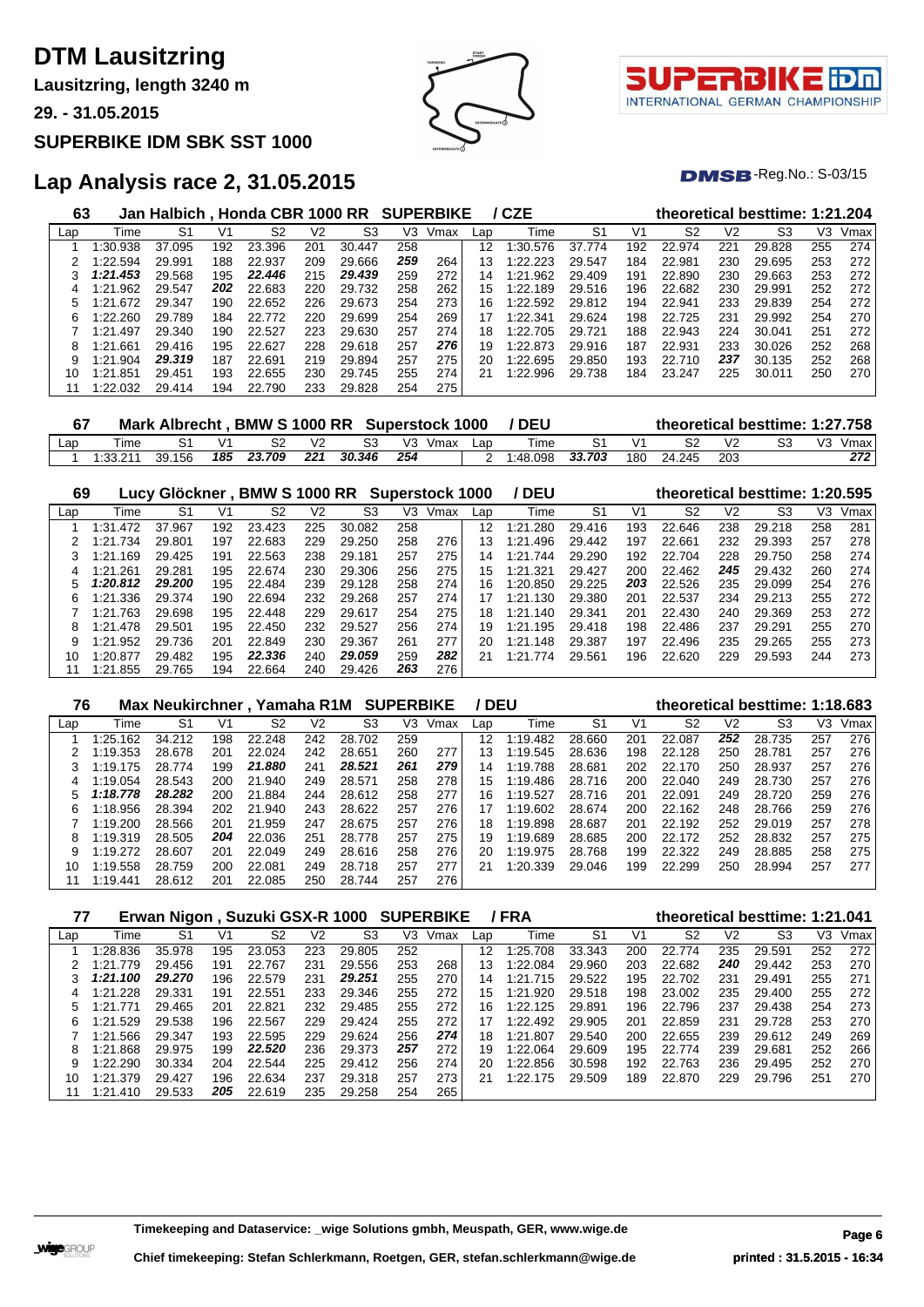# DTM Lausitzring

**Lausitzring, length 3240 m**

**29. - 31.05.2015**

**SUPERBIKE IDM SBK SST 1000**

## Lap Analysis race 2, 31.05.2015

DMSB-Reg.No.: S-03/15

### 63 Jan Halbich , Honda CBR 1000 RR SUPERBIKE / CZE — theoretical besttime: 1:21.204

| Lap | Time | S1 | V1 | S2 | V2 | S3 | V3 | Vmax | Lap | Time | S1 | V1 | S2 | V2 | S3 | V3 | Vmax |
|---|---|---|---|---|---|---|---|---|---|---|---|---|---|---|---|---|---|
| 1 | 1:30.938 | 37.095 | 192 | 23.396 | 201 | 30.447 | 258 | | 12 | 1:30.576 | 37.774 | 192 | 22.974 | 221 | 29.828 | 255 | 274 |
| 2 | 1:22.594 | 29.991 | 188 | 22.937 | 209 | 29.666 | ***259*** | 264 | 13 | 1:22.223 | 29.547 | 184 | 22.981 | 230 | 29.695 | 253 | 272 |
| 3 | ***1:21.453*** | 29.568 | 195 | ***22.446*** | 215 | ***29.439*** | 259 | 272 | 14 | 1:21.962 | 29.409 | 191 | 22.890 | 230 | 29.663 | 253 | 272 |
| 4 | 1:21.962 | 29.547 | ***202*** | 22.683 | 220 | 29.732 | 258 | 262 | 15 | 1:22.189 | 29.516 | 196 | 22.682 | 230 | 29.991 | 252 | 272 |
| 5 | 1:21.672 | 29.347 | 190 | 22.652 | 226 | 29.673 | 254 | 273 | 16 | 1:22.592 | 29.812 | 194 | 22.941 | 233 | 29.839 | 254 | 272 |
| 6 | 1:22.260 | 29.789 | 184 | 22.772 | 220 | 29.699 | 254 | 269 | 17 | 1:22.341 | 29.624 | 198 | 22.725 | 231 | 29.992 | 254 | 270 |
| 7 | 1:21.497 | 29.340 | 190 | 22.527 | 223 | 29.630 | 257 | 274 | 18 | 1:22.705 | 29.721 | 188 | 22.943 | 224 | 30.041 | 251 | 272 |
| 8 | 1:21.661 | 29.416 | 195 | 22.627 | 228 | 29.618 | 257 | ***276*** | 19 | 1:22.873 | 29.916 | 187 | 22.931 | 233 | 30.026 | 252 | 268 |
| 9 | 1:21.904 | ***29.319*** | 187 | 22.691 | 219 | 29.894 | 257 | 275 | 20 | 1:22.695 | 29.850 | 193 | 22.710 | ***237*** | 30.135 | 252 | 268 |
| 10 | 1:21.851 | 29.451 | 193 | 22.655 | 230 | 29.745 | 255 | 274 | 21 | 1:22.996 | 29.738 | 184 | 23.247 | 225 | 30.011 | 250 | 270 |
| 11 | 1:22.032 | 29.414 | 194 | 22.790 | 233 | 29.828 | 254 | 275 | | | | | | | | | |

### 67 Mark Albrecht , BMW S 1000 RR Superstock 1000 / DEU — theoretical besttime: 1:27.758

| Lap | Time | S1 | V1 | S2 | V2 | S3 | V3 | Vmax | Lap | Time | S1 | V1 | S2 | V2 | S3 | V3 | Vmax |
|---|---|---|---|---|---|---|---|---|---|---|---|---|---|---|---|---|---|
| 1 | 1:33.211 | 39.156 | ***185*** | ***23.709*** | ***221*** | ***30.346*** | ***254*** | | 2 | 1:48.098 | ***33.703*** | 180 | 24.245 | 203 | | | ***272*** |

### 69 Lucy Glöckner , BMW S 1000 RR Superstock 1000 / DEU — theoretical besttime: 1:20.595

| Lap | Time | S1 | V1 | S2 | V2 | S3 | V3 | Vmax | Lap | Time | S1 | V1 | S2 | V2 | S3 | V3 | Vmax |
|---|---|---|---|---|---|---|---|---|---|---|---|---|---|---|---|---|---|
| 1 | 1:31.472 | 37.967 | 192 | 23.423 | 225 | 30.082 | 258 | | 12 | 1:21.280 | 29.416 | 193 | 22.646 | 238 | 29.218 | 258 | 281 |
| 2 | 1:21.734 | 29.801 | 197 | 22.683 | 229 | 29.250 | 258 | 276 | 13 | 1:21.496 | 29.442 | 197 | 22.661 | 232 | 29.393 | 257 | 278 |
| 3 | 1:21.169 | 29.425 | 191 | 22.563 | 238 | 29.181 | 257 | 275 | 14 | 1:21.744 | 29.290 | 192 | 22.704 | 228 | 29.750 | 258 | 274 |
| 4 | 1:21.261 | 29.281 | 195 | 22.674 | 230 | 29.306 | 256 | 275 | 15 | 1:21.321 | 29.427 | 200 | 22.462 | ***245*** | 29.432 | 260 | 274 |
| 5 | ***1:20.812*** | ***29.200*** | 195 | 22.484 | 239 | 29.128 | 258 | 274 | 16 | 1:20.850 | 29.225 | ***203*** | 22.526 | 235 | 29.099 | 254 | 276 |
| 6 | 1:21.336 | 29.374 | 190 | 22.694 | 232 | 29.268 | 257 | 274 | 17 | 1:21.130 | 29.380 | 201 | 22.537 | 234 | 29.213 | 255 | 272 |
| 7 | 1:21.763 | 29.698 | 195 | 22.448 | 229 | 29.617 | 254 | 275 | 18 | 1:21.140 | 29.341 | 201 | 22.430 | 240 | 29.369 | 253 | 272 |
| 8 | 1:21.478 | 29.501 | 195 | 22.450 | 232 | 29.527 | 256 | 274 | 19 | 1:21.195 | 29.418 | 198 | 22.486 | 237 | 29.291 | 255 | 270 |
| 9 | 1:21.952 | 29.736 | 201 | 22.849 | 230 | 29.367 | 261 | 277 | 20 | 1:21.148 | 29.387 | 197 | 22.496 | 235 | 29.265 | 255 | 273 |
| 10 | 1:20.877 | 29.482 | 195 | ***22.336*** | 240 | ***29.059*** | 259 | ***282*** | 21 | 1:21.774 | 29.561 | 196 | 22.620 | 229 | 29.593 | 244 | 273 |
| 11 | 1:21.855 | 29.765 | 194 | 22.664 | 240 | 29.426 | ***263*** | 276 | | | | | | | | | |

### 76 Max Neukirchner , Yamaha R1M SUPERBIKE / DEU — theoretical besttime: 1:18.683

| Lap | Time | S1 | V1 | S2 | V2 | S3 | V3 | Vmax | Lap | Time | S1 | V1 | S2 | V2 | S3 | V3 | Vmax |
|---|---|---|---|---|---|---|---|---|---|---|---|---|---|---|---|---|---|
| 1 | 1:25.162 | 34.212 | 198 | 22.248 | 242 | 28.702 | 259 | | 12 | 1:19.482 | 28.660 | 201 | 22.087 | ***252*** | 28.735 | 257 | 276 |
| 2 | 1:19.353 | 28.678 | 201 | 22.024 | 242 | 28.651 | 260 | 277 | 13 | 1:19.545 | 28.636 | 198 | 22.128 | 250 | 28.781 | 257 | 276 |
| 3 | 1:19.175 | 28.774 | 199 | ***21.880*** | 241 | ***28.521*** | ***261*** | ***279*** | 14 | 1:19.788 | 28.681 | 202 | 22.170 | 250 | 28.937 | 257 | 276 |
| 4 | 1:19.054 | 28.543 | 200 | 21.940 | 249 | 28.571 | 258 | 278 | 15 | 1:19.486 | 28.716 | 200 | 22.040 | 249 | 28.730 | 257 | 276 |
| 5 | ***1:18.778*** | ***28.282*** | 200 | 21.884 | 244 | 28.612 | 258 | 277 | 16 | 1:19.527 | 28.716 | 201 | 22.091 | 249 | 28.720 | 259 | 276 |
| 6 | 1:18.956 | 28.394 | 202 | 21.940 | 243 | 28.622 | 257 | 276 | 17 | 1:19.602 | 28.674 | 200 | 22.162 | 248 | 28.766 | 259 | 276 |
| 7 | 1:19.200 | 28.566 | 201 | 21.959 | 247 | 28.675 | 257 | 276 | 18 | 1:19.898 | 28.687 | 201 | 22.192 | 252 | 29.019 | 257 | 278 |
| 8 | 1:19.319 | 28.505 | ***204*** | 22.036 | 251 | 28.778 | 257 | 275 | 19 | 1:19.689 | 28.685 | 200 | 22.172 | 252 | 28.832 | 257 | 275 |
| 9 | 1:19.272 | 28.607 | 201 | 22.049 | 249 | 28.616 | 258 | 276 | 20 | 1:19.975 | 28.768 | 199 | 22.322 | 249 | 28.885 | 258 | 275 |
| 10 | 1:19.558 | 28.759 | 200 | 22.081 | 249 | 28.718 | 257 | 277 | 21 | 1:20.339 | 29.046 | 199 | 22.299 | 250 | 28.994 | 257 | 277 |
| 11 | 1:19.441 | 28.612 | 201 | 22.085 | 250 | 28.744 | 257 | 276 | | | | | | | | | |

### 77 Erwan Nigon , Suzuki GSX-R 1000 SUPERBIKE / FRA — theoretical besttime: 1:21.041

| Lap | Time | S1 | V1 | S2 | V2 | S3 | V3 | Vmax | Lap | Time | S1 | V1 | S2 | V2 | S3 | V3 | Vmax |
|---|---|---|---|---|---|---|---|---|---|---|---|---|---|---|---|---|---|
| 1 | 1:28.836 | 35.978 | 195 | 23.053 | 223 | 29.805 | 252 | | 12 | 1:25.708 | 33.343 | 200 | 22.774 | 235 | 29.591 | 252 | 272 |
| 2 | 1:21.779 | 29.456 | 191 | 22.767 | 231 | 29.556 | 253 | 268 | 13 | 1:22.084 | 29.960 | 203 | 22.682 | ***240*** | 29.442 | 253 | 270 |
| 3 | ***1:21.100*** | ***29.270*** | 196 | 22.579 | 231 | ***29.251*** | 255 | 270 | 14 | 1:21.715 | 29.522 | 195 | 22.702 | 231 | 29.491 | 255 | 271 |
| 4 | 1:21.228 | 29.331 | 191 | 22.551 | 233 | 29.346 | 255 | 272 | 15 | 1:21.920 | 29.518 | 198 | 23.002 | 235 | 29.400 | 255 | 272 |
| 5 | 1:21.771 | 29.465 | 201 | 22.821 | 232 | 29.485 | 255 | 272 | 16 | 1:22.125 | 29.891 | 196 | 22.796 | 237 | 29.438 | 254 | 273 |
| 6 | 1:21.529 | 29.538 | 196 | 22.567 | 229 | 29.424 | 255 | 272 | 17 | 1:22.492 | 29.905 | 201 | 22.859 | 231 | 29.728 | 253 | 270 |
| 7 | 1:21.566 | 29.347 | 193 | 22.595 | 229 | 29.624 | 256 | ***274*** | 18 | 1:21.807 | 29.540 | 200 | 22.655 | 239 | 29.612 | 249 | 269 |
| 8 | 1:21.868 | 29.975 | 199 | ***22.520*** | 236 | 29.373 | ***257*** | 272 | 19 | 1:22.064 | 29.609 | 195 | 22.774 | 239 | 29.681 | 252 | 266 |
| 9 | 1:22.290 | 30.334 | 204 | 22.544 | 225 | 29.412 | 256 | 274 | 20 | 1:22.856 | 30.598 | 192 | 22.763 | 236 | 29.495 | 252 | 270 |
| 10 | 1:21.379 | 29.427 | 196 | 22.634 | 237 | 29.318 | 257 | 273 | 21 | 1:22.175 | 29.509 | 189 | 22.870 | 229 | 29.796 | 251 | 270 |
| 11 | 1:21.410 | 29.533 | ***205*** | 22.619 | 235 | 29.258 | 254 | 265 | | | | | | | | | |

**Timekeeping and Dataservice: _wige Solutions gmbh, Meuspath, GER, www.wige.de**

**Chief timekeeping: Stefan Schlerkmann, Roetgen, GER, stefan.schlerkmann@wige.de**

**printed : 31.5.2015 - 16:34**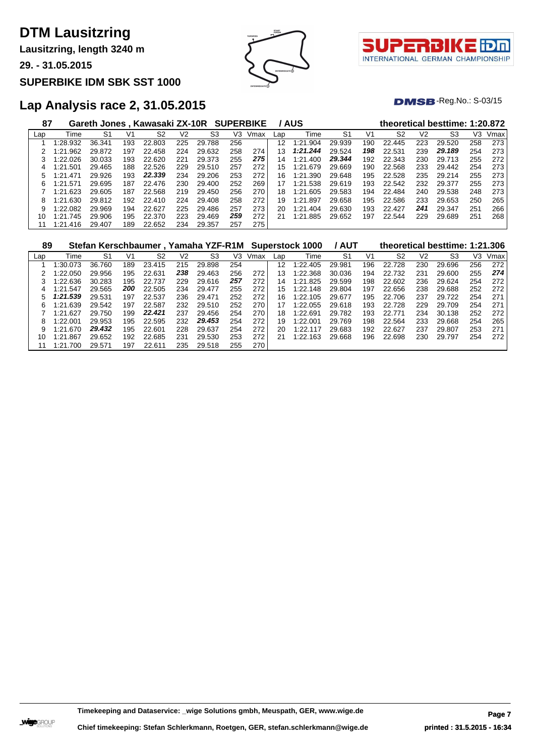# DTM Lausitzring

**Lausitzring, length 3240 m**

**29. - 31.05.2015**

**SUPERBIKE IDM SBK SST 1000**

## Lap Analysis race 2, 31.05.2015

DMSB-Reg.No.: S-03/15

**87 Gareth Jones , Kawasaki ZX-10R SUPERBIKE / AUS** — theoretical besttime: 1:20.872

| Lap | Time | S1 | V1 | S2 | V2 | S3 | V3 | Vmax | Lap | Time | S1 | V1 | S2 | V2 | S3 | V3 | Vmax |
|---|---|---|---|---|---|---|---|---|---|---|---|---|---|---|---|---|---|
| 1 | 1:28.932 | 36.341 | 193 | 22.803 | 225 | 29.788 | 256 | | 12 | 1:21.904 | 29.939 | 190 | 22.445 | 223 | 29.520 | 258 | 273 |
| 2 | 1:21.962 | 29.872 | 197 | 22.458 | 224 | 29.632 | 258 | 274 | 13 | ***1:21.244*** | 29.524 | ***198*** | 22.531 | 239 | ***29.189*** | 254 | 273 |
| 3 | 1:22.026 | 30.033 | 193 | 22.620 | 221 | 29.373 | 255 | ***275*** | 14 | 1:21.400 | ***29.344*** | 192 | 22.343 | 230 | 29.713 | 255 | 272 |
| 4 | 1:21.501 | 29.465 | 188 | 22.526 | 229 | 29.510 | 257 | 272 | 15 | 1:21.679 | 29.669 | 190 | 22.568 | 233 | 29.442 | 254 | 273 |
| 5 | 1:21.471 | 29.926 | 193 | ***22.339*** | 234 | 29.206 | 253 | 272 | 16 | 1:21.390 | 29.648 | 195 | 22.528 | 235 | 29.214 | 255 | 273 |
| 6 | 1:21.571 | 29.695 | 187 | 22.476 | 230 | 29.400 | 252 | 269 | 17 | 1:21.538 | 29.619 | 193 | 22.542 | 232 | 29.377 | 255 | 273 |
| 7 | 1:21.623 | 29.605 | 187 | 22.568 | 219 | 29.450 | 256 | 270 | 18 | 1:21.605 | 29.583 | 194 | 22.484 | 240 | 29.538 | 248 | 273 |
| 8 | 1:21.630 | 29.812 | 192 | 22.410 | 224 | 29.408 | 258 | 272 | 19 | 1:21.897 | 29.658 | 195 | 22.586 | 233 | 29.653 | 250 | 265 |
| 9 | 1:22.082 | 29.969 | 194 | 22.627 | 225 | 29.486 | 257 | 273 | 20 | 1:21.404 | 29.630 | 193 | 22.427 | ***241*** | 29.347 | 251 | 266 |
| 10 | 1:21.745 | 29.906 | 195 | 22.370 | 223 | 29.469 | ***259*** | 272 | 21 | 1:21.885 | 29.652 | 197 | 22.544 | 229 | 29.689 | 251 | 268 |
| 11 | 1:21.416 | 29.407 | 189 | 22.652 | 234 | 29.357 | 257 | 275 | | | | | | | | | |

**89 Stefan Kerschbaumer , Yamaha YZF-R1M Superstock 1000 / AUT** — theoretical besttime: 1:21.306

| Lap | Time | S1 | V1 | S2 | V2 | S3 | V3 | Vmax | Lap | Time | S1 | V1 | S2 | V2 | S3 | V3 | Vmax |
|---|---|---|---|---|---|---|---|---|---|---|---|---|---|---|---|---|---|
| 1 | 1:30.073 | 36.760 | 189 | 23.415 | 215 | 29.898 | 254 | | 12 | 1:22.405 | 29.981 | 196 | 22.728 | 230 | 29.696 | 256 | 272 |
| 2 | 1:22.050 | 29.956 | 195 | 22.631 | ***238*** | 29.463 | 256 | 272 | 13 | 1:22.368 | 30.036 | 194 | 22.732 | 231 | 29.600 | 255 | ***274*** |
| 3 | 1:22.636 | 30.283 | 195 | 22.737 | 229 | 29.616 | ***257*** | 272 | 14 | 1:21.825 | 29.599 | 198 | 22.602 | 236 | 29.624 | 254 | 272 |
| 4 | 1:21.547 | 29.565 | ***200*** | 22.505 | 234 | 29.477 | 255 | 272 | 15 | 1:22.148 | 29.804 | 197 | 22.656 | 238 | 29.688 | 252 | 272 |
| 5 | ***1:21.539*** | 29.531 | 197 | 22.537 | 236 | 29.471 | 252 | 272 | 16 | 1:22.105 | 29.677 | 195 | 22.706 | 237 | 29.722 | 254 | 271 |
| 6 | 1:21.639 | 29.542 | 197 | 22.587 | 232 | 29.510 | 252 | 270 | 17 | 1:22.055 | 29.618 | 193 | 22.728 | 229 | 29.709 | 254 | 271 |
| 7 | 1:21.627 | 29.750 | 199 | ***22.421*** | 237 | 29.456 | 254 | 270 | 18 | 1:22.691 | 29.782 | 193 | 22.771 | 234 | 30.138 | 252 | 272 |
| 8 | 1:22.001 | 29.953 | 195 | 22.595 | 232 | ***29.453*** | 254 | 272 | 19 | 1:22.001 | 29.769 | 198 | 22.564 | 233 | 29.668 | 254 | 265 |
| 9 | 1:21.670 | ***29.432*** | 195 | 22.601 | 228 | 29.637 | 254 | 272 | 20 | 1:22.117 | 29.683 | 192 | 22.627 | 237 | 29.807 | 253 | 271 |
| 10 | 1:21.867 | 29.652 | 192 | 22.685 | 231 | 29.530 | 253 | 272 | 21 | 1:22.163 | 29.668 | 196 | 22.698 | 230 | 29.797 | 254 | 272 |
| 11 | 1:21.700 | 29.571 | 197 | 22.611 | 235 | 29.518 | 255 | 270 | | | | | | | | | |

**Timekeeping and Dataservice: _wige Solutions gmbh, Meuspath, GER, www.wige.de**

**Chief timekeeping: Stefan Schlerkmann, Roetgen, GER, stefan.schlerkmann@wige.de**

**printed : 31.5.2015 - 16:34**